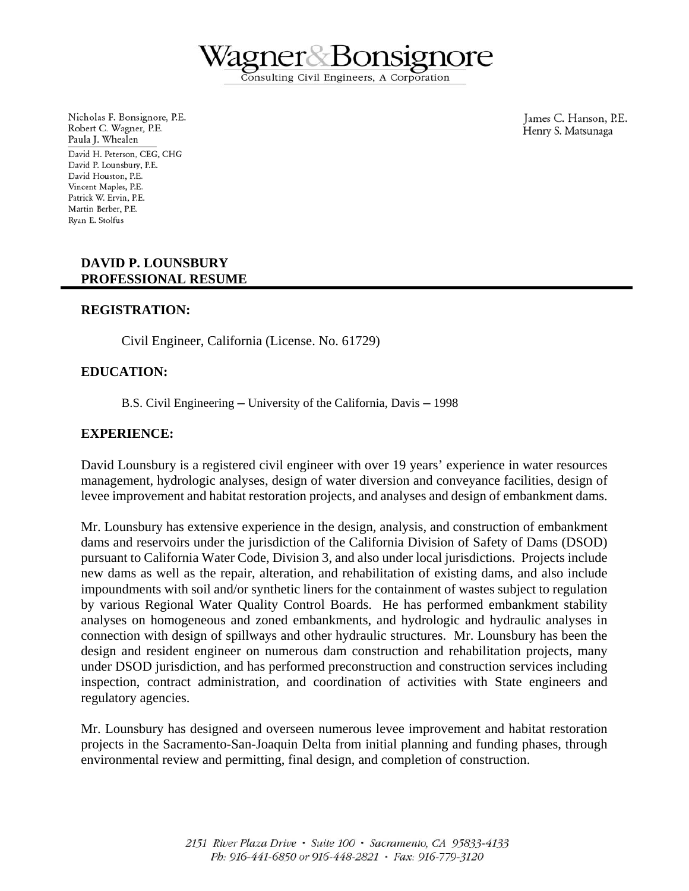# Wagner&Bonsignore

Consulting Civil Engineers, A Corporation

Nicholas F. Bonsignore, P.E.
Robert C. Wagner, P.E.
Paula J. Whealen

David H. Peterson, CEG, CHG
David P. Lounsbury, P.E.
David Houston, P.E.
Vincent Maples, P.E.
Patrick W. Ervin, P.E.
Martin Berber, P.E.
Ryan E. Stolfus

James C. Hanson, P.E.
Henry S. Matsunaga

## DAVID P. LOUNSBURY
## PROFESSIONAL RESUME

### REGISTRATION:

Civil Engineer, California (License. No. 61729)

### EDUCATION:

B.S. Civil Engineering – University of the California, Davis – 1998

### EXPERIENCE:

David Lounsbury is a registered civil engineer with over 19 years' experience in water resources management, hydrologic analyses, design of water diversion and conveyance facilities, design of levee improvement and habitat restoration projects, and analyses and design of embankment dams.

Mr. Lounsbury has extensive experience in the design, analysis, and construction of embankment dams and reservoirs under the jurisdiction of the California Division of Safety of Dams (DSOD) pursuant to California Water Code, Division 3, and also under local jurisdictions. Projects include new dams as well as the repair, alteration, and rehabilitation of existing dams, and also include impoundments with soil and/or synthetic liners for the containment of wastes subject to regulation by various Regional Water Quality Control Boards. He has performed embankment stability analyses on homogeneous and zoned embankments, and hydrologic and hydraulic analyses in connection with design of spillways and other hydraulic structures. Mr. Lounsbury has been the design and resident engineer on numerous dam construction and rehabilitation projects, many under DSOD jurisdiction, and has performed preconstruction and construction services including inspection, contract administration, and coordination of activities with State engineers and regulatory agencies.

Mr. Lounsbury has designed and overseen numerous levee improvement and habitat restoration projects in the Sacramento-San-Joaquin Delta from initial planning and funding phases, through environmental review and permitting, final design, and completion of construction.

2151 River Plaza Drive · Suite 100 · Sacramento, CA 95833-4133
Ph: 916-441-6850 or 916-448-2821 · Fax: 916-779-3120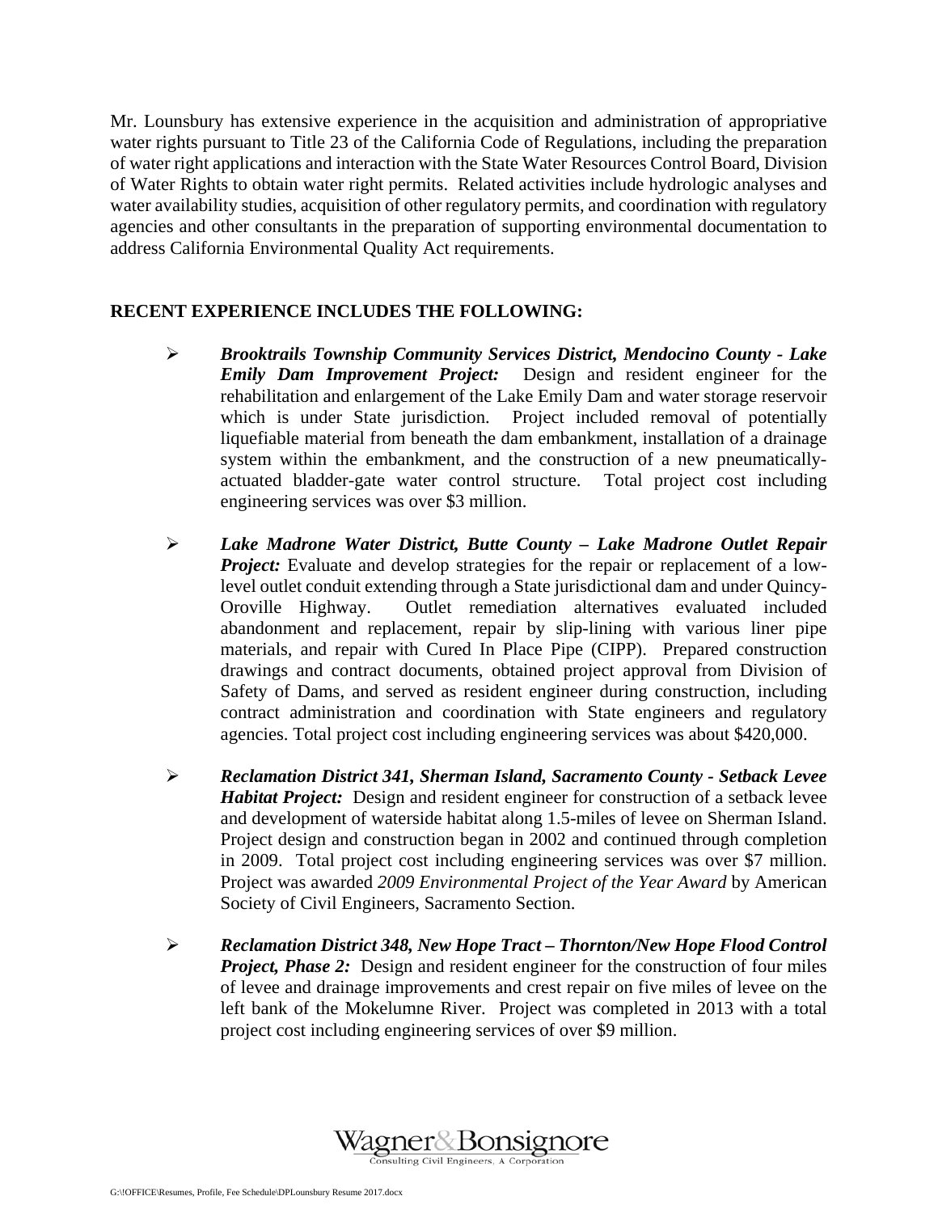Mr. Lounsbury has extensive experience in the acquisition and administration of appropriative water rights pursuant to Title 23 of the California Code of Regulations, including the preparation of water right applications and interaction with the State Water Resources Control Board, Division of Water Rights to obtain water right permits. Related activities include hydrologic analyses and water availability studies, acquisition of other regulatory permits, and coordination with regulatory agencies and other consultants in the preparation of supporting environmental documentation to address California Environmental Quality Act requirements.

**RECENT EXPERIENCE INCLUDES THE FOLLOWING:**

- ***Brooktrails Township Community Services District, Mendocino County - Lake Emily Dam Improvement Project:*** Design and resident engineer for the rehabilitation and enlargement of the Lake Emily Dam and water storage reservoir which is under State jurisdiction. Project included removal of potentially liquefiable material from beneath the dam embankment, installation of a drainage system within the embankment, and the construction of a new pneumatically-actuated bladder-gate water control structure. Total project cost including engineering services was over $3 million.

- ***Lake Madrone Water District, Butte County – Lake Madrone Outlet Repair Project:*** Evaluate and develop strategies for the repair or replacement of a low-level outlet conduit extending through a State jurisdictional dam and under Quincy-Oroville Highway. Outlet remediation alternatives evaluated included abandonment and replacement, repair by slip-lining with various liner pipe materials, and repair with Cured In Place Pipe (CIPP). Prepared construction drawings and contract documents, obtained project approval from Division of Safety of Dams, and served as resident engineer during construction, including contract administration and coordination with State engineers and regulatory agencies. Total project cost including engineering services was about $420,000.

- ***Reclamation District 341, Sherman Island, Sacramento County - Setback Levee Habitat Project:*** Design and resident engineer for construction of a setback levee and development of waterside habitat along 1.5-miles of levee on Sherman Island. Project design and construction began in 2002 and continued through completion in 2009. Total project cost including engineering services was over $7 million. Project was awarded *2009 Environmental Project of the Year Award* by American Society of Civil Engineers, Sacramento Section.

- ***Reclamation District 348, New Hope Tract – Thornton/New Hope Flood Control Project, Phase 2:*** Design and resident engineer for the construction of four miles of levee and drainage improvements and crest repair on five miles of levee on the left bank of the Mokelumne River. Project was completed in 2013 with a total project cost including engineering services of over $9 million.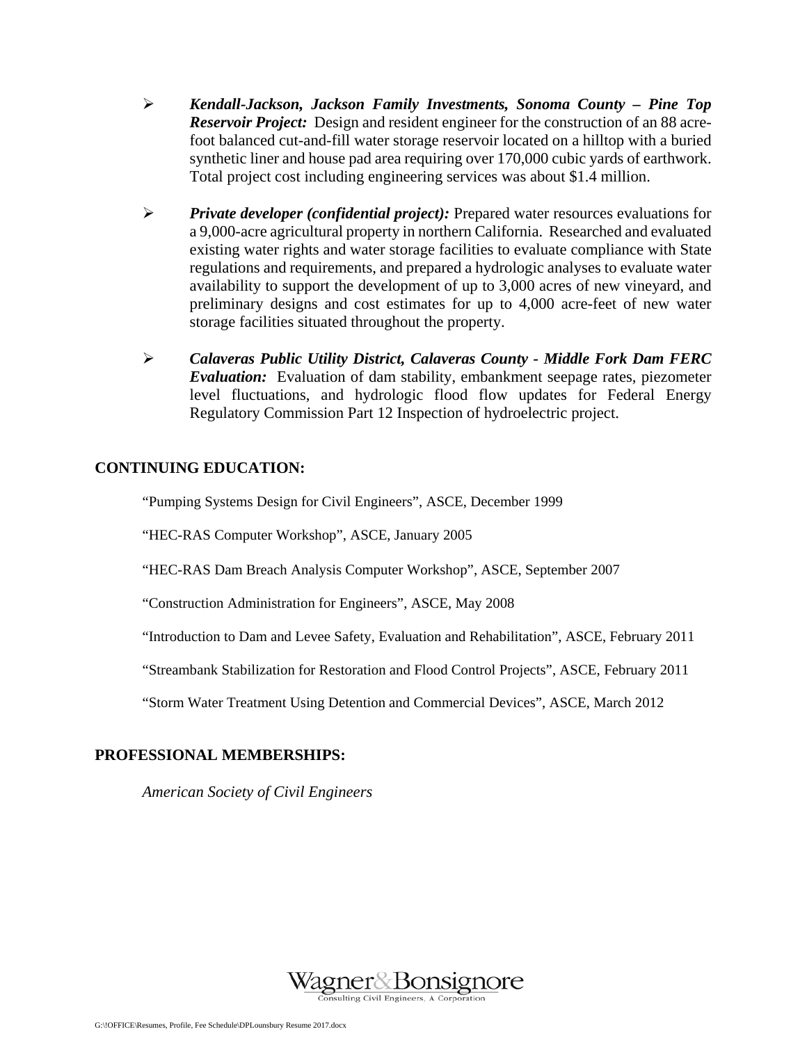- ***Kendall-Jackson, Jackson Family Investments, Sonoma County – Pine Top Reservoir Project:*** Design and resident engineer for the construction of an 88 acre-foot balanced cut-and-fill water storage reservoir located on a hilltop with a buried synthetic liner and house pad area requiring over 170,000 cubic yards of earthwork. Total project cost including engineering services was about $1.4 million.

- ***Private developer (confidential project):*** Prepared water resources evaluations for a 9,000-acre agricultural property in northern California. Researched and evaluated existing water rights and water storage facilities to evaluate compliance with State regulations and requirements, and prepared a hydrologic analyses to evaluate water availability to support the development of up to 3,000 acres of new vineyard, and preliminary designs and cost estimates for up to 4,000 acre-feet of new water storage facilities situated throughout the property.

- ***Calaveras Public Utility District, Calaveras County - Middle Fork Dam FERC Evaluation:*** Evaluation of dam stability, embankment seepage rates, piezometer level fluctuations, and hydrologic flood flow updates for Federal Energy Regulatory Commission Part 12 Inspection of hydroelectric project.

## CONTINUING EDUCATION:

"Pumping Systems Design for Civil Engineers", ASCE, December 1999

"HEC-RAS Computer Workshop", ASCE, January 2005

"HEC-RAS Dam Breach Analysis Computer Workshop", ASCE, September 2007

"Construction Administration for Engineers", ASCE, May 2008

"Introduction to Dam and Levee Safety, Evaluation and Rehabilitation", ASCE, February 2011

"Streambank Stabilization for Restoration and Flood Control Projects", ASCE, February 2011

"Storm Water Treatment Using Detention and Commercial Devices", ASCE, March 2012

## PROFESSIONAL MEMBERSHIPS:

*American Society of Civil Engineers*

Wagner&Bonsignore
Consulting Civil Engineers, A Corporation

G:\!OFFICE\Resumes, Profile, Fee Schedule\DPLounsbury Resume 2017.docx